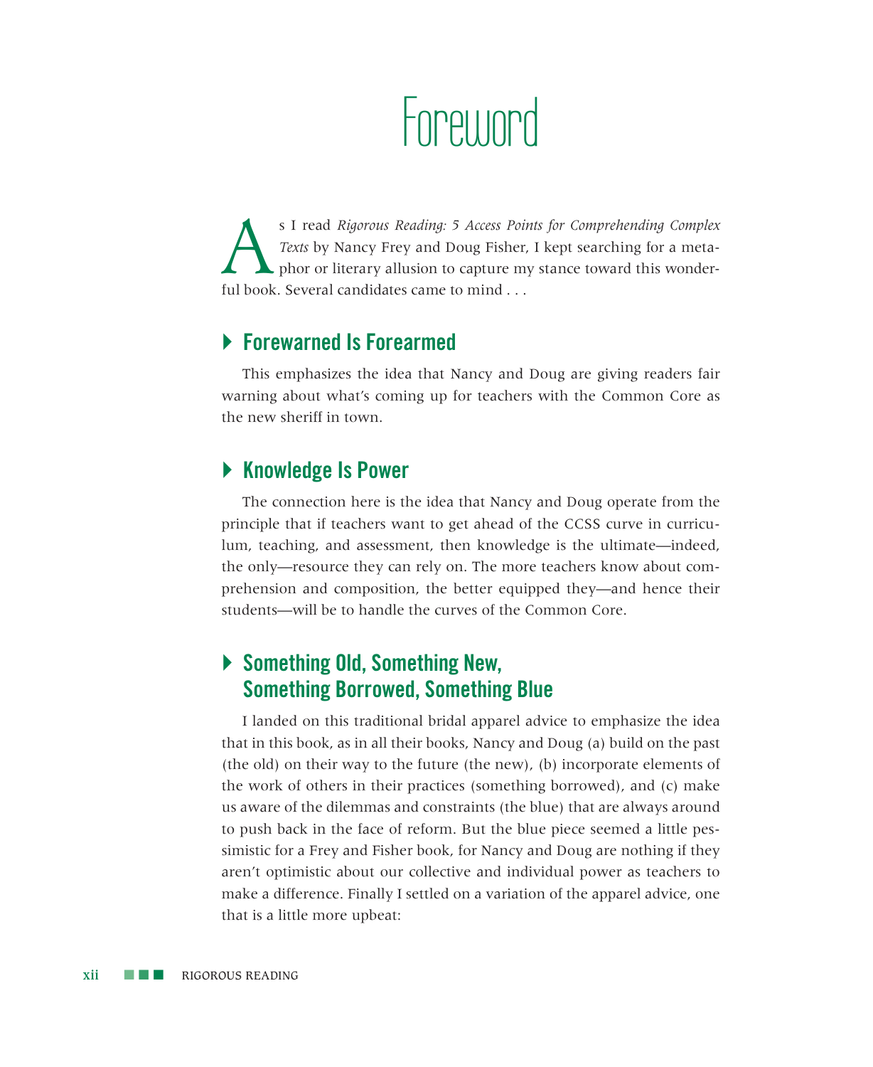# Foreword

As I read *Rigorous Reading: 5 Access Points for Comprehending Complex Texts* by Nancy Frey and Doug Fisher, I kept searching for a metaphor or literary allusion to capture my stance toward this wonderful book. Several candidates came to mind . . .

## Forewarned Is Forearmed

This emphasizes the idea that Nancy and Doug are giving readers fair warning about what's coming up for teachers with the Common Core as the new sheriff in town.

## Knowledge Is Power

The connection here is the idea that Nancy and Doug operate from the principle that if teachers want to get ahead of the CCSS curve in curriculum, teaching, and assessment, then knowledge is the ultimate—indeed, the only—resource they can rely on. The more teachers know about comprehension and composition, the better equipped they—and hence their students—will be to handle the curves of the Common Core.

## Something Old, Something New, Something Borrowed, Something Blue

I landed on this traditional bridal apparel advice to emphasize the idea that in this book, as in all their books, Nancy and Doug (a) build on the past (the old) on their way to the future (the new), (b) incorporate elements of the work of others in their practices (something borrowed), and (c) make us aware of the dilemmas and constraints (the blue) that are always around to push back in the face of reform. But the blue piece seemed a little pessimistic for a Frey and Fisher book, for Nancy and Doug are nothing if they aren't optimistic about our collective and individual power as teachers to make a difference. Finally I settled on a variation of the apparel advice, one that is a little more upbeat: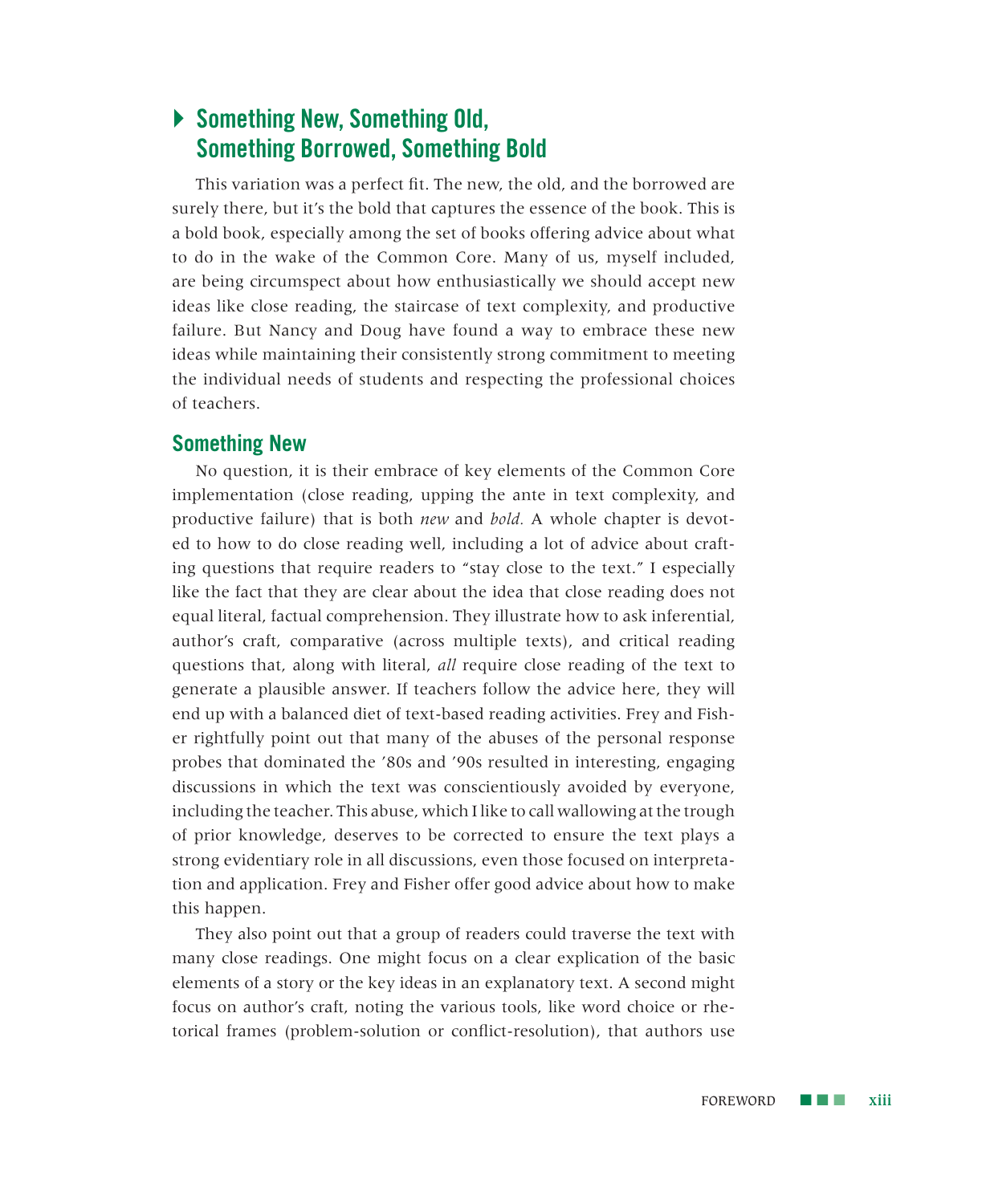## Something New, Something Old, Something Borrowed, Something Bold

This variation was a perfect fit. The new, the old, and the borrowed are surely there, but it's the bold that captures the essence of the book. This is a bold book, especially among the set of books offering advice about what to do in the wake of the Common Core. Many of us, myself included, are being circumspect about how enthusiastically we should accept new ideas like close reading, the staircase of text complexity, and productive failure. But Nancy and Doug have found a way to embrace these new ideas while maintaining their consistently strong commitment to meeting the individual needs of students and respecting the professional choices of teachers.

### Something New

No question, it is their embrace of key elements of the Common Core implementation (close reading, upping the ante in text complexity, and productive failure) that is both *new* and *bold.* A whole chapter is devoted to how to do close reading well, including a lot of advice about crafting questions that require readers to "stay close to the text." I especially like the fact that they are clear about the idea that close reading does not equal literal, factual comprehension. They illustrate how to ask inferential, author's craft, comparative (across multiple texts), and critical reading questions that, along with literal, *all* require close reading of the text to generate a plausible answer. If teachers follow the advice here, they will end up with a balanced diet of text-based reading activities. Frey and Fisher rightfully point out that many of the abuses of the personal response probes that dominated the '80s and '90s resulted in interesting, engaging discussions in which the text was conscientiously avoided by everyone, including the teacher. This abuse, which I like to call wallowing at the trough of prior knowledge, deserves to be corrected to ensure the text plays a strong evidentiary role in all discussions, even those focused on interpretation and application. Frey and Fisher offer good advice about how to make this happen.

They also point out that a group of readers could traverse the text with many close readings. One might focus on a clear explication of the basic elements of a story or the key ideas in an explanatory text. A second might focus on author's craft, noting the various tools, like word choice or rhetorical frames (problem-solution or conflict-resolution), that authors use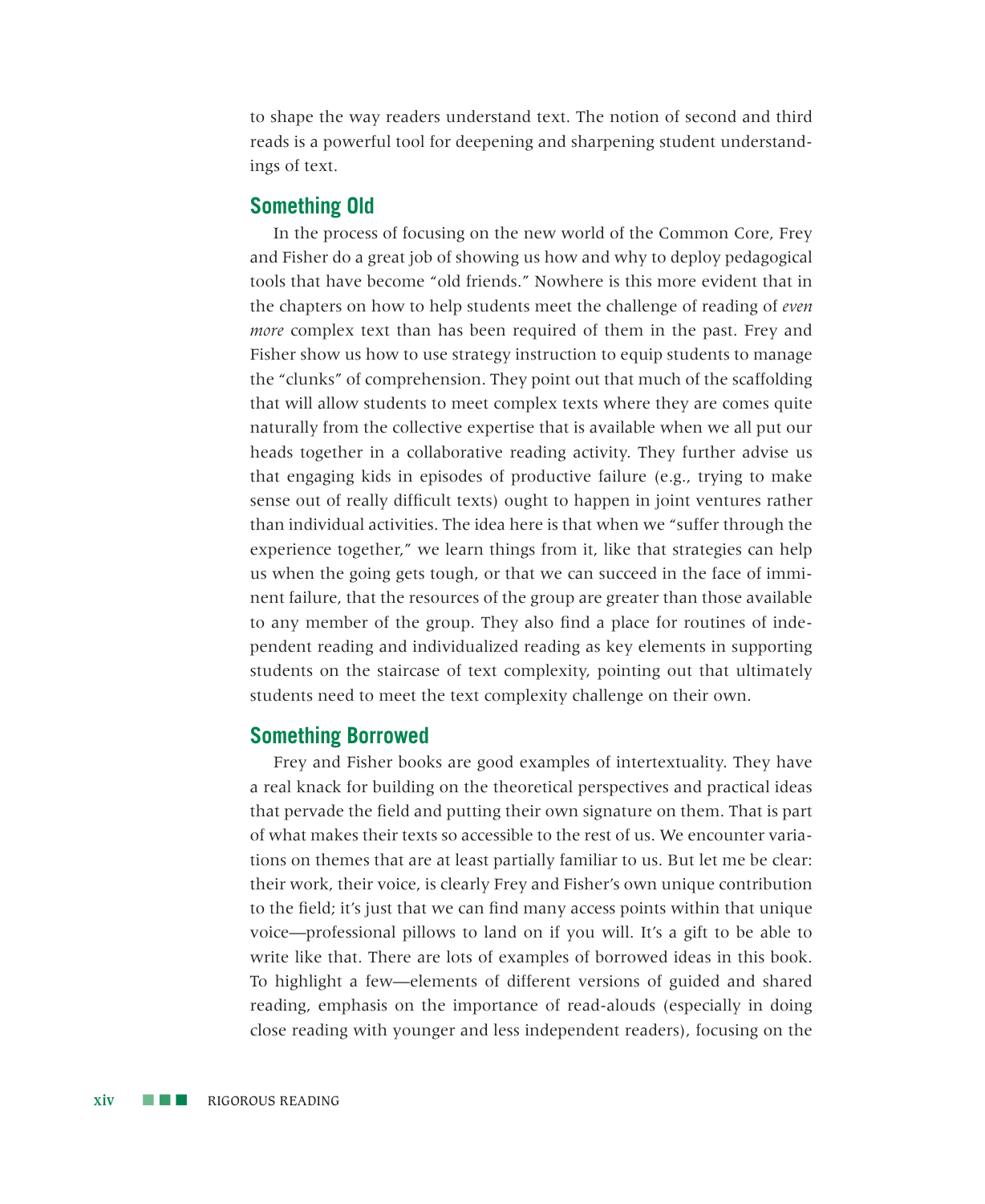to shape the way readers understand text. The notion of second and third reads is a powerful tool for deepening and sharpening student understandings of text.

## Something Old

In the process of focusing on the new world of the Common Core, Frey and Fisher do a great job of showing us how and why to deploy pedagogical tools that have become "old friends." Nowhere is this more evident that in the chapters on how to help students meet the challenge of reading of *even more* complex text than has been required of them in the past. Frey and Fisher show us how to use strategy instruction to equip students to manage the "clunks" of comprehension. They point out that much of the scaffolding that will allow students to meet complex texts where they are comes quite naturally from the collective expertise that is available when we all put our heads together in a collaborative reading activity. They further advise us that engaging kids in episodes of productive failure (e.g., trying to make sense out of really difficult texts) ought to happen in joint ventures rather than individual activities. The idea here is that when we "suffer through the experience together," we learn things from it, like that strategies can help us when the going gets tough, or that we can succeed in the face of imminent failure, that the resources of the group are greater than those available to any member of the group. They also find a place for routines of independent reading and individualized reading as key elements in supporting students on the staircase of text complexity, pointing out that ultimately students need to meet the text complexity challenge on their own.

## Something Borrowed

Frey and Fisher books are good examples of intertextuality. They have a real knack for building on the theoretical perspectives and practical ideas that pervade the field and putting their own signature on them. That is part of what makes their texts so accessible to the rest of us. We encounter variations on themes that are at least partially familiar to us. But let me be clear: their work, their voice, is clearly Frey and Fisher's own unique contribution to the field; it's just that we can find many access points within that unique voice—professional pillows to land on if you will. It's a gift to be able to write like that. There are lots of examples of borrowed ideas in this book. To highlight a few—elements of different versions of guided and shared reading, emphasis on the importance of read-alouds (especially in doing close reading with younger and less independent readers), focusing on the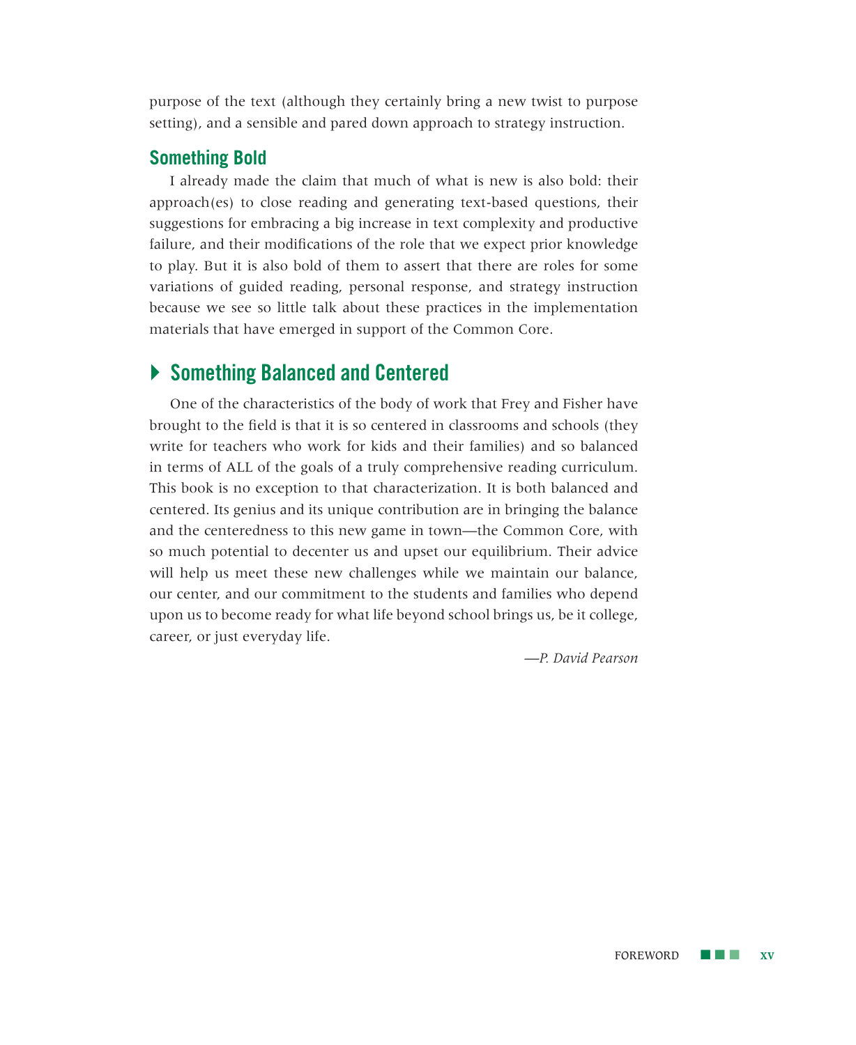purpose of the text (although they certainly bring a new twist to purpose setting), and a sensible and pared down approach to strategy instruction.

### Something Bold

I already made the claim that much of what is new is also bold: their approach(es) to close reading and generating text-based questions, their suggestions for embracing a big increase in text complexity and productive failure, and their modifications of the role that we expect prior knowledge to play. But it is also bold of them to assert that there are roles for some variations of guided reading, personal response, and strategy instruction because we see so little talk about these practices in the implementation materials that have emerged in support of the Common Core.

## Something Balanced and Centered

One of the characteristics of the body of work that Frey and Fisher have brought to the field is that it is so centered in classrooms and schools (they write for teachers who work for kids and their families) and so balanced in terms of ALL of the goals of a truly comprehensive reading curriculum. This book is no exception to that characterization. It is both balanced and centered. Its genius and its unique contribution are in bringing the balance and the centeredness to this new game in town—the Common Core, with so much potential to decenter us and upset our equilibrium. Their advice will help us meet these new challenges while we maintain our balance, our center, and our commitment to the students and families who depend upon us to become ready for what life beyond school brings us, be it college, career, or just everyday life.

*—P. David Pearson*